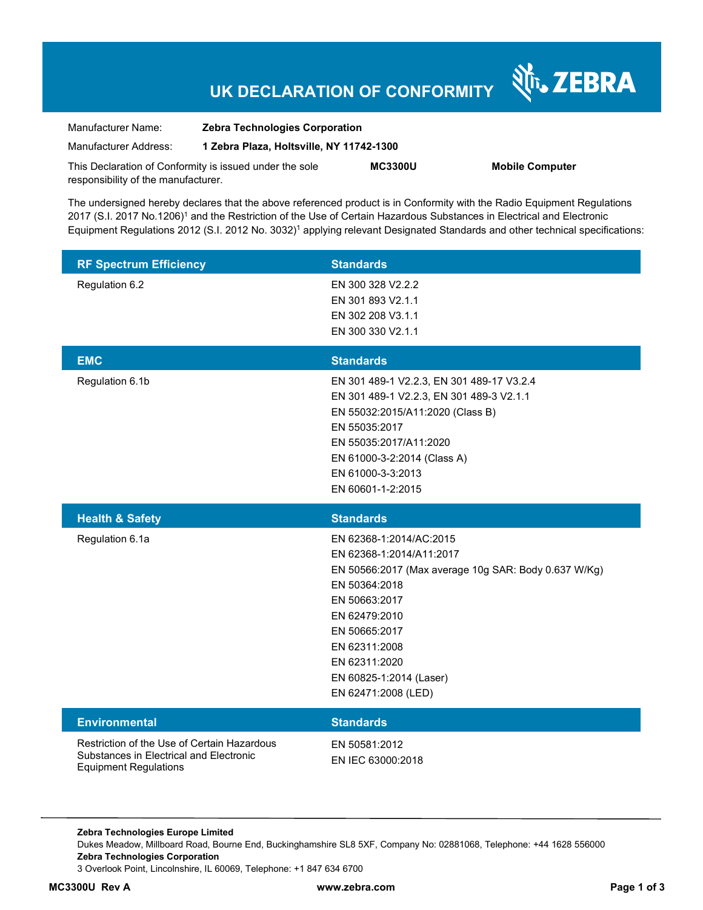# UK DECLARATION OF CONFORMITY

ZEBRA

Manufacturer Name: **Zebra Technologies Corporation**

Manufacturer Address: **1 Zebra Plaza, Holtsville, NY 11742-1300**

This Declaration of Conformity is issued under the sole responsibility of the manufacturer. **MC3300U** **Mobile Computer**

The undersigned hereby declares that the above referenced product is in Conformity with the Radio Equipment Regulations 2017 (S.I. 2017 No.1206)[1] and the Restriction of the Use of Certain Hazardous Substances in Electrical and Electronic Equipment Regulations 2012 (S.I. 2012 No. 3032)[1] applying relevant Designated Standards and other technical specifications:

| RF Spectrum Efficiency | Standards |
|---|---|
| Regulation 6.2 | EN 300 328 V2.2.2<br>EN 301 893 V2.1.1<br>EN 302 208 V3.1.1<br>EN 300 330 V2.1.1 |

| EMC | Standards |
|---|---|
| Regulation 6.1b | EN 301 489-1 V2.2.3, EN 301 489-17 V3.2.4<br>EN 301 489-1 V2.2.3, EN 301 489-3 V2.1.1<br>EN 55032:2015/A11:2020 (Class B)<br>EN 55035:2017<br>EN 55035:2017/A11:2020<br>EN 61000-3-2:2014 (Class A)<br>EN 61000-3-3:2013<br>EN 60601-1-2:2015 |

| Health & Safety | Standards |
|---|---|
| Regulation 6.1a | EN 62368-1:2014/AC:2015<br>EN 62368-1:2014/A11:2017<br>EN 50566:2017 (Max average 10g SAR: Body 0.637 W/Kg)<br>EN 50364:2018<br>EN 50663:2017<br>EN 62479:2010<br>EN 50665:2017<br>EN 62311:2008<br>EN 62311:2020<br>EN 60825-1:2014 (Laser)<br>EN 62471:2008 (LED) |

| Environmental | Standards |
|---|---|
| Restriction of the Use of Certain Hazardous Substances in Electrical and Electronic Equipment Regulations | EN 50581:2012<br>EN IEC 63000:2018 |

**Zebra Technologies Europe Limited**
Dukes Meadow, Millboard Road, Bourne End, Buckinghamshire SL8 5XF, Company No: 02881068, Telephone: +44 1628 556000
**Zebra Technologies Corporation**
3 Overlook Point, Lincolnshire, IL 60069, Telephone: +1 847 634 6700

**MC3300U Rev A** **www.zebra.com**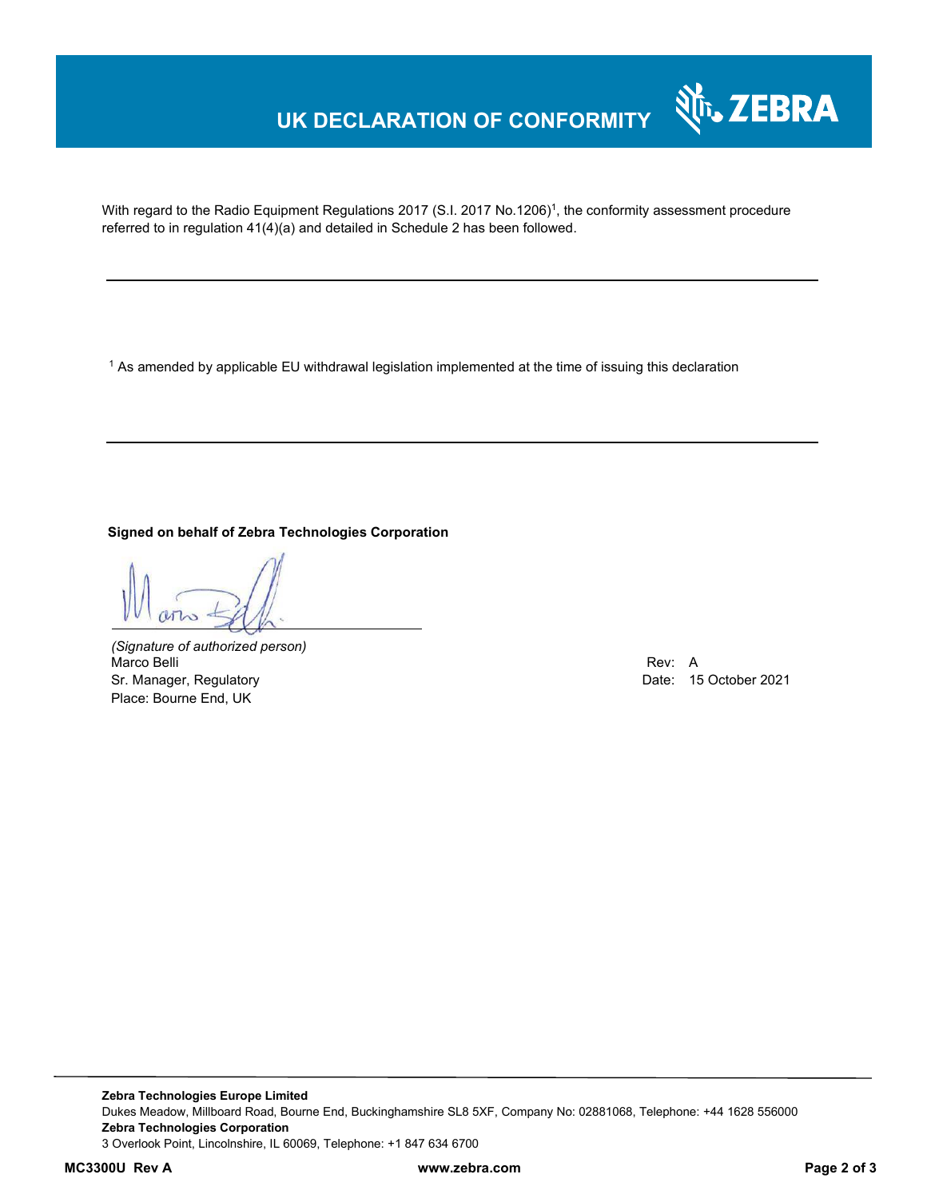# UK DECLARATION OF CONFORMITY

With regard to the Radio Equipment Regulations 2017 (S.I. 2017 No.1206)[1], the conformity assessment procedure referred to in regulation 41(4)(a) and detailed in Schedule 2 has been followed.

---

[1] As amended by applicable EU withdrawal legislation implemented at the time of issuing this declaration

---

**Signed on behalf of Zebra Technologies Corporation**

*(Signature of authorized person)*
Marco Belli
Sr. Manager, Regulatory
Place: Bourne End, UK

Rev: A
Date: 15 October 2021

**Zebra Technologies Europe Limited**
Dukes Meadow, Millboard Road, Bourne End, Buckinghamshire SL8 5XF, Company No: 02881068, Telephone: +44 1628 556000
**Zebra Technologies Corporation**
3 Overlook Point, Lincolnshire, IL 60069, Telephone: +1 847 634 6700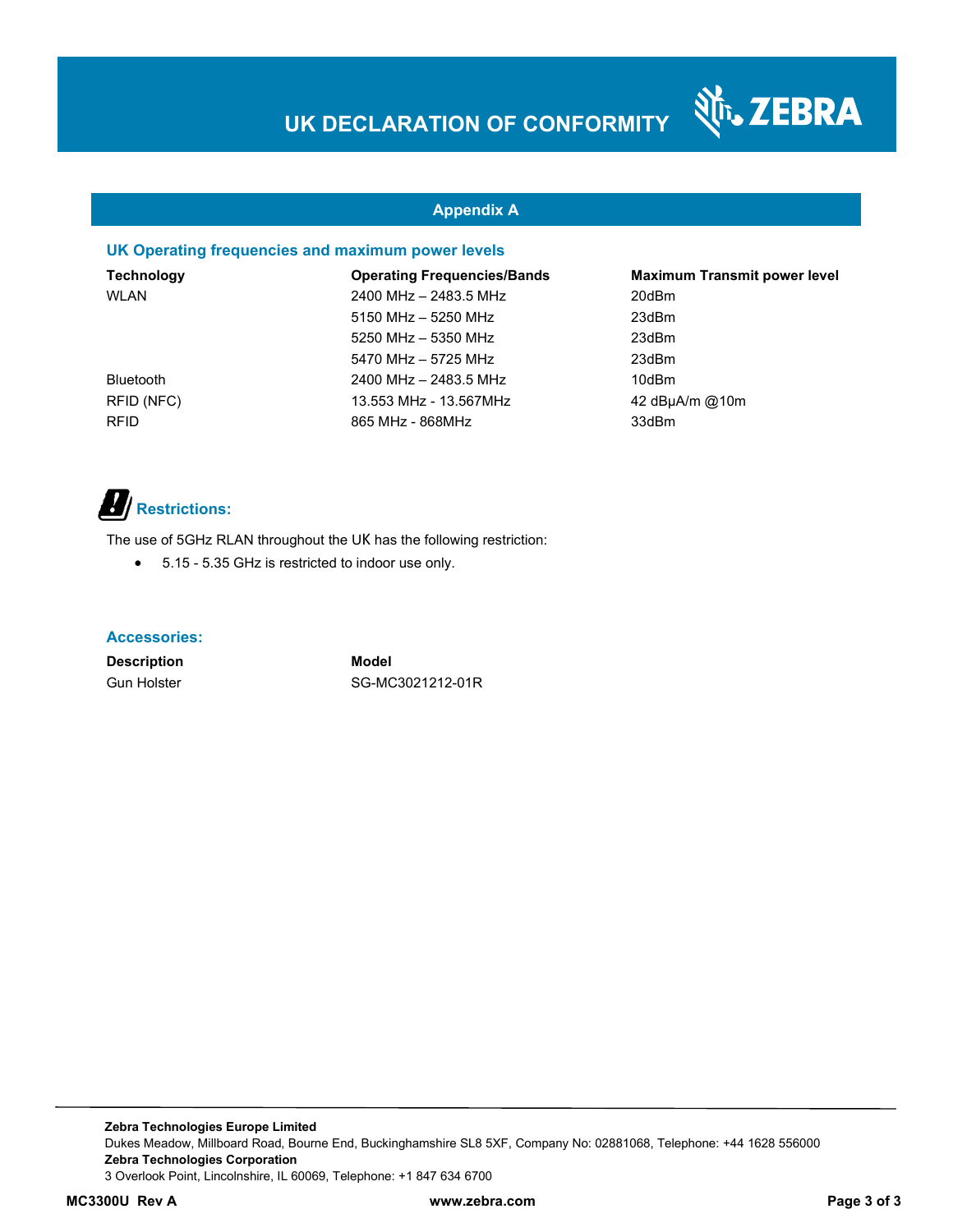# UK DECLARATION OF CONFORMITY

## Appendix A

### UK Operating frequencies and maximum power levels

| Technology | Operating Frequencies/Bands | Maximum Transmit power level |
|---|---|---|
| WLAN | 2400 MHz – 2483.5 MHz | 20dBm |
| | 5150 MHz – 5250 MHz | 23dBm |
| | 5250 MHz – 5350 MHz | 23dBm |
| | 5470 MHz – 5725 MHz | 23dBm |
| Bluetooth | 2400 MHz – 2483.5 MHz | 10dBm |
| RFID (NFC) | 13.553 MHz - 13.567MHz | 42 dBμA/m @10m |
| RFID | 865 MHz - 868MHz | 33dBm |

### Restrictions:

The use of 5GHz RLAN throughout the UK has the following restriction:

- 5.15 - 5.35 GHz is restricted to indoor use only.

### Accessories:

| Description | Model |
|---|---|
| Gun Holster | SG-MC3021212-01R |

**Zebra Technologies Europe Limited**
Dukes Meadow, Millboard Road, Bourne End, Buckinghamshire SL8 5XF, Company No: 02881068, Telephone: +44 1628 556000
**Zebra Technologies Corporation**
3 Overlook Point, Lincolnshire, IL 60069, Telephone: +1 847 634 6700

**MC3300U Rev A** **www.zebra.com**